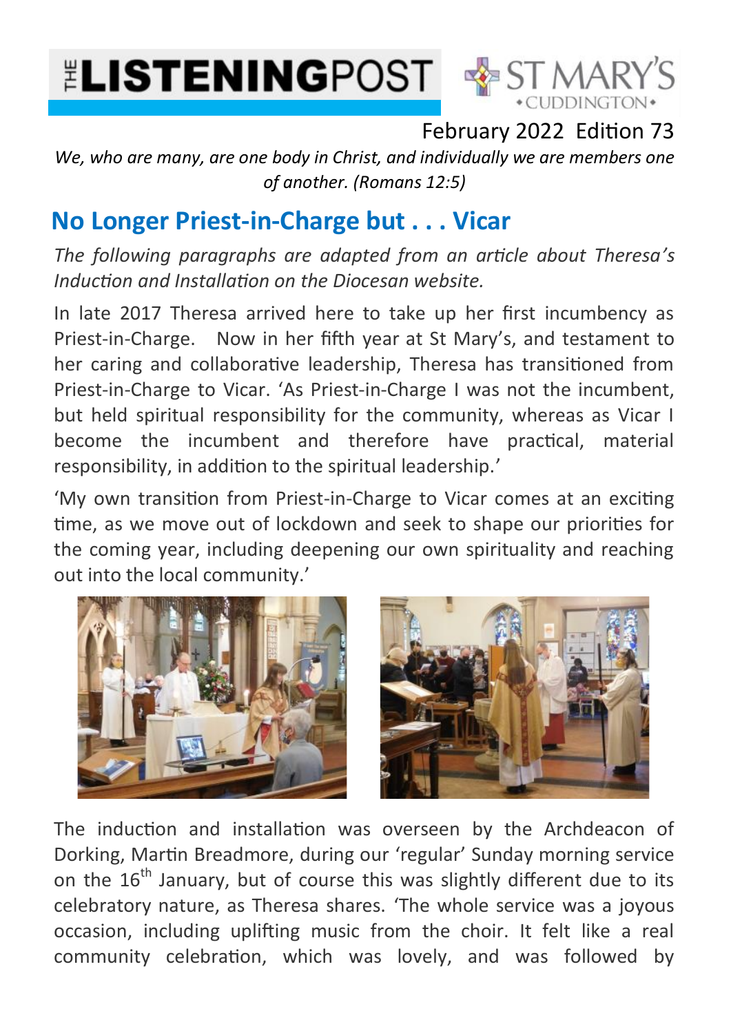# THE LISTENINGPOST

ST MARY'S •CUDDINGTON•

February 2022 Edition 73

*We, who are many, are one body in Christ, and individually we are members one of another. (Romans 12:5)*

## No Longer Priest-in-Charge but . . . Vicar

*The following paragraphs are adapted from an article about Theresa's Induction and Installation on the Diocesan website.*

In late 2017 Theresa arrived here to take up her first incumbency as Priest-in-Charge. Now in her fifth year at St Mary's, and testament to her caring and collaborative leadership, Theresa has transitioned from Priest-in-Charge to Vicar. 'As Priest-in-Charge I was not the incumbent, but held spiritual responsibility for the community, whereas as Vicar I become the incumbent and therefore have practical, material responsibility, in addition to the spiritual leadership.'

'My own transition from Priest-in-Charge to Vicar comes at an exciting time, as we move out of lockdown and seek to shape our priorities for the coming year, including deepening our own spirituality and reaching out into the local community.'

The induction and installation was overseen by the Archdeacon of Dorking, Martin Breadmore, during our 'regular' Sunday morning service on the 16th January, but of course this was slightly different due to its celebratory nature, as Theresa shares. 'The whole service was a joyous occasion, including uplifting music from the choir. It felt like a real community celebration, which was lovely, and was followed by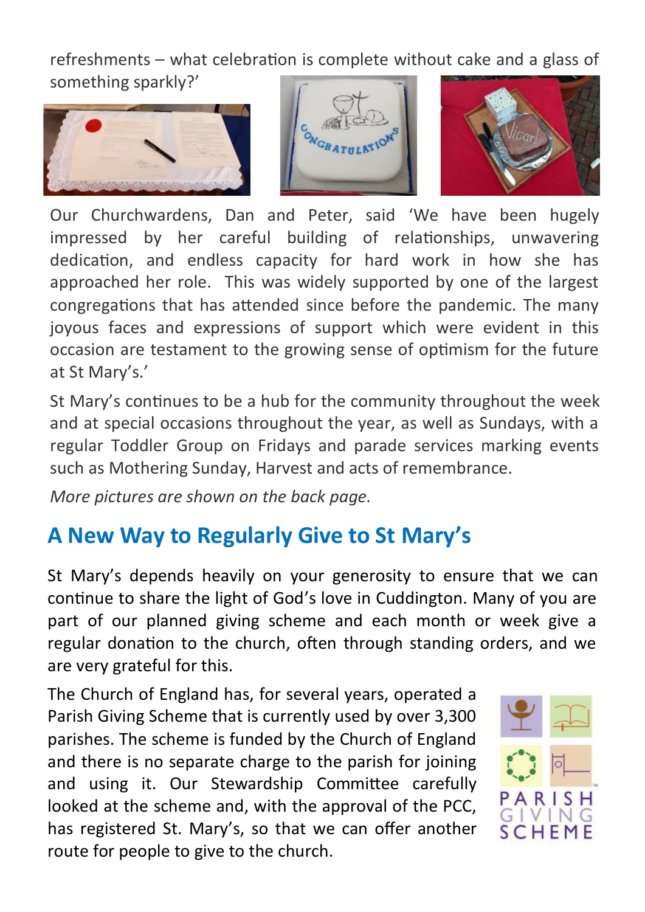refreshments – what celebration is complete without cake and a glass of something sparkly?'

Our Churchwardens, Dan and Peter, said 'We have been hugely impressed by her careful building of relationships, unwavering dedication, and endless capacity for hard work in how she has approached her role. This was widely supported by one of the largest congregations that has attended since before the pandemic. The many joyous faces and expressions of support which were evident in this occasion are testament to the growing sense of optimism for the future at St Mary's.'

St Mary's continues to be a hub for the community throughout the week and at special occasions throughout the year, as well as Sundays, with a regular Toddler Group on Fridays and parade services marking events such as Mothering Sunday, Harvest and acts of remembrance.

*More pictures are shown on the back page.*

## A New Way to Regularly Give to St Mary's

St Mary's depends heavily on your generosity to ensure that we can continue to share the light of God's love in Cuddington. Many of you are part of our planned giving scheme and each month or week give a regular donation to the church, often through standing orders, and we are very grateful for this.

The Church of England has, for several years, operated a Parish Giving Scheme that is currently used by over 3,300 parishes. The scheme is funded by the Church of England and there is no separate charge to the parish for joining and using it. Our Stewardship Committee carefully looked at the scheme and, with the approval of the PCC, has registered St. Mary's, so that we can offer another route for people to give to the church.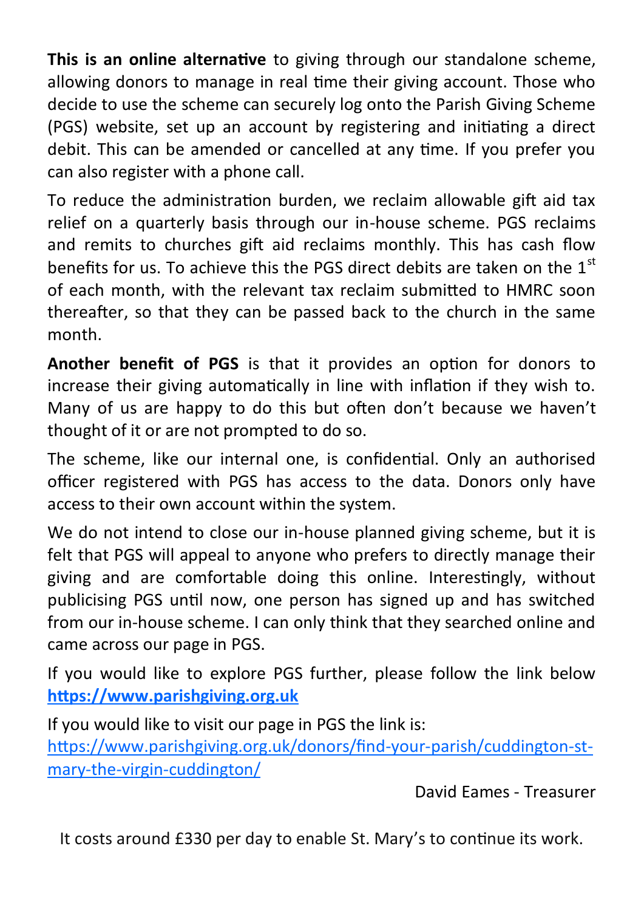**This is an online alternative** to giving through our standalone scheme, allowing donors to manage in real time their giving account. Those who decide to use the scheme can securely log onto the Parish Giving Scheme (PGS) website, set up an account by registering and initiating a direct debit. This can be amended or cancelled at any time. If you prefer you can also register with a phone call.

To reduce the administration burden, we reclaim allowable gift aid tax relief on a quarterly basis through our in-house scheme. PGS reclaims and remits to churches gift aid reclaims monthly. This has cash flow benefits for us. To achieve this the PGS direct debits are taken on the 1st of each month, with the relevant tax reclaim submitted to HMRC soon thereafter, so that they can be passed back to the church in the same month.

**Another benefit of PGS** is that it provides an option for donors to increase their giving automatically in line with inflation if they wish to. Many of us are happy to do this but often don't because we haven't thought of it or are not prompted to do so.

The scheme, like our internal one, is confidential. Only an authorised officer registered with PGS has access to the data. Donors only have access to their own account within the system.

We do not intend to close our in-house planned giving scheme, but it is felt that PGS will appeal to anyone who prefers to directly manage their giving and are comfortable doing this online. Interestingly, without publicising PGS until now, one person has signed up and has switched from our in-house scheme. I can only think that they searched online and came across our page in PGS.

If you would like to explore PGS further, please follow the link below **[https://www.parishgiving.org.uk](https://www.parishgiving.org.uk)**

If you would like to visit our page in PGS the link is:
[https://www.parishgiving.org.uk/donors/find-your-parish/cuddington-st-mary-the-virgin-cuddington/](https://www.parishgiving.org.uk/donors/find-your-parish/cuddington-st-mary-the-virgin-cuddington/)

David Eames - Treasurer

It costs around £330 per day to enable St. Mary's to continue its work.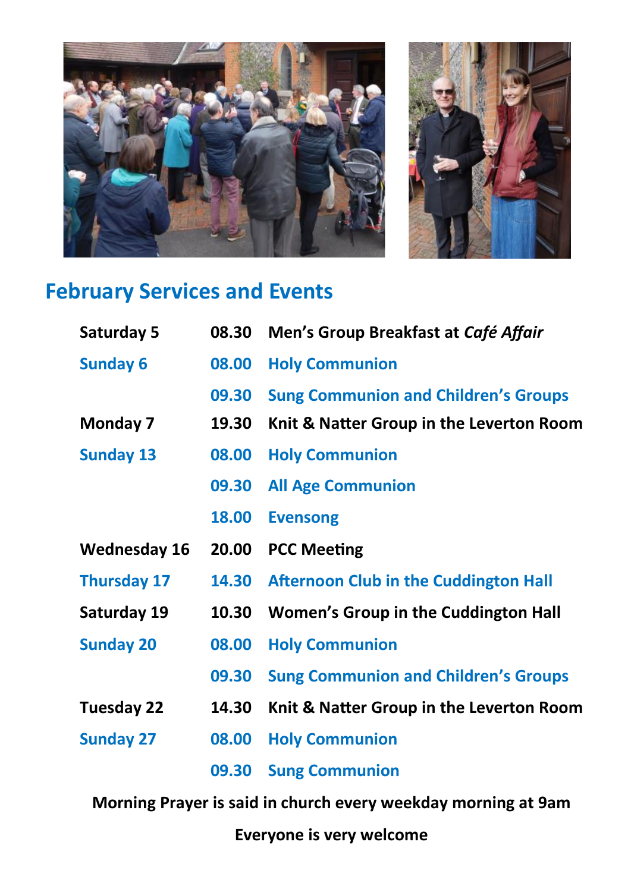## February Services and Events

| | | |
|---|---|---|
| Saturday 5 | 08.30 | Men's Group Breakfast at *Café Affair* |
| Sunday 6 | 08.00 | Holy Communion |
| | 09.30 | Sung Communion and Children's Groups |
| Monday 7 | 19.30 | Knit & Natter Group in the Leverton Room |
| Sunday 13 | 08.00 | Holy Communion |
| | 09.30 | All Age Communion |
| | 18.00 | Evensong |
| Wednesday 16 | 20.00 | PCC Meeting |
| Thursday 17 | 14.30 | Afternoon Club in the Cuddington Hall |
| Saturday 19 | 10.30 | Women's Group in the Cuddington Hall |
| Sunday 20 | 08.00 | Holy Communion |
| | 09.30 | Sung Communion and Children's Groups |
| Tuesday 22 | 14.30 | Knit & Natter Group in the Leverton Room |
| Sunday 27 | 08.00 | Holy Communion |
| | 09.30 | Sung Communion |

**Morning Prayer is said in church every weekday morning at 9am**

**Everyone is very welcome**